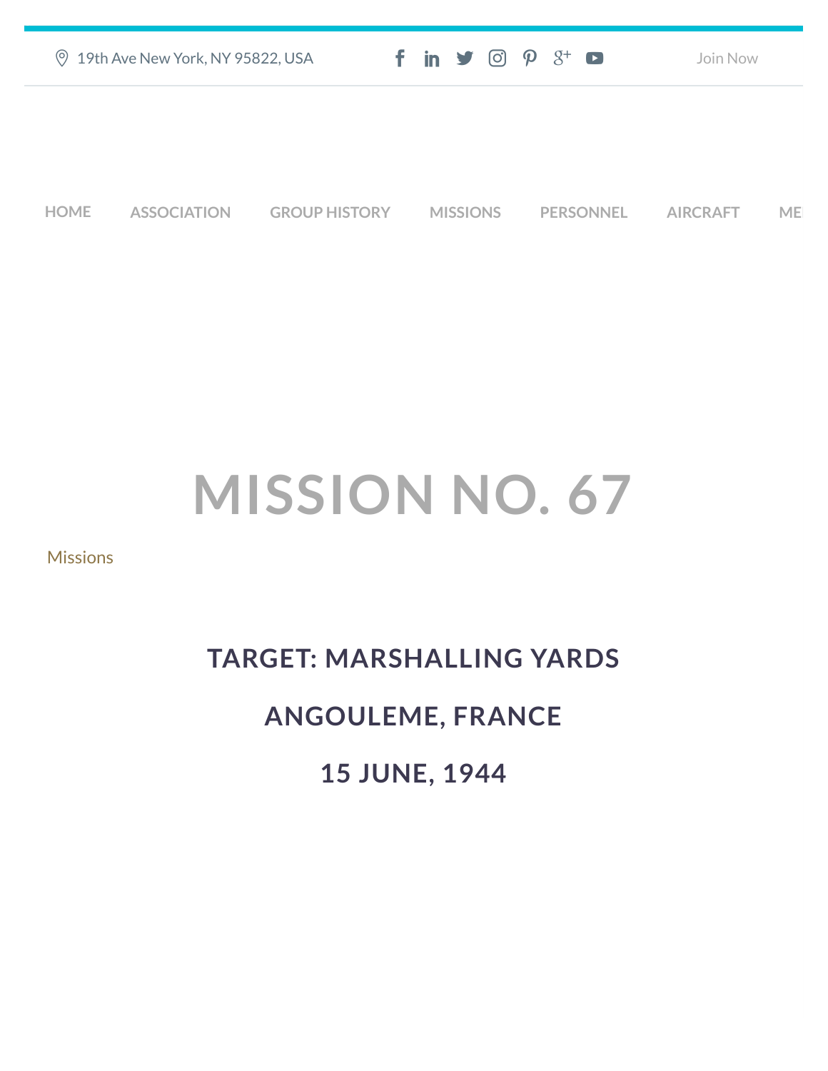19th Ave New York, NY 95822, USA

Join Now

HOME ASSOCIATION GROUP HISTORY MISSIONS PERSONNEL AIRCRAFT ME

# MISSION NO. 67

Missions

## TARGET: MARSHALLING YARDS

## ANGOULEME, FRANCE

## 15 JUNE, 1944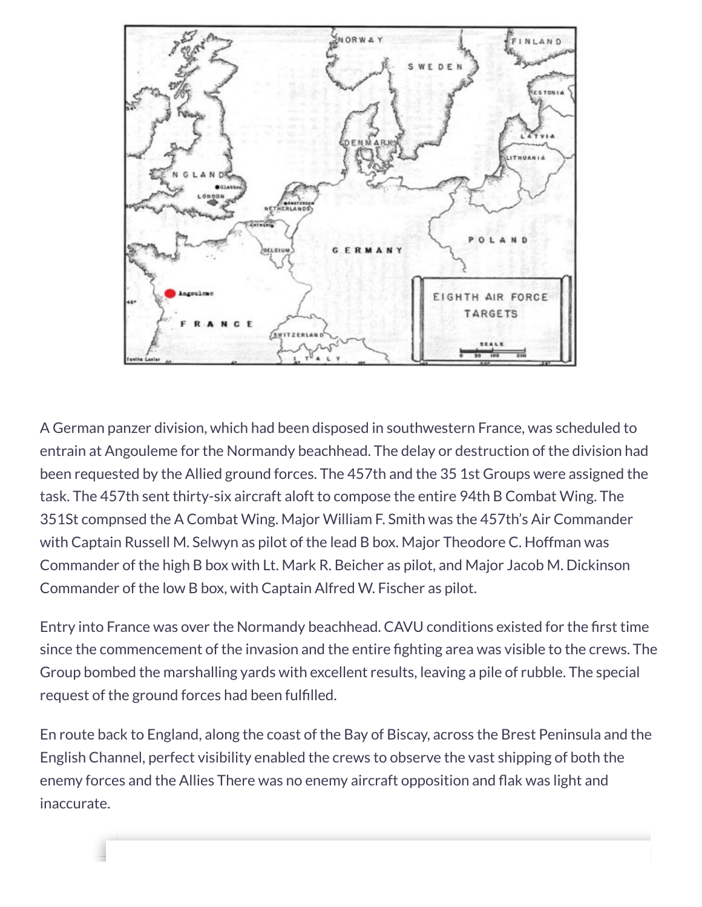A German panzer division, which had been disposed in southwestern France, was scheduled to entrain at Angouleme for the Normandy beachhead. The delay or destruction of the division had been requested by the Allied ground forces. The 457th and the 35 1st Groups were assigned the task. The 457th sent thirty-six aircraft aloft to compose the entire 94th B Combat Wing. The 351St compnsed the A Combat Wing. Major William F. Smith was the 457th's Air Commander with Captain Russell M. Selwyn as pilot of the lead B box. Major Theodore C. Hoffman was Commander of the high B box with Lt. Mark R. Beicher as pilot, and Major Jacob M. Dickinson Commander of the low B box, with Captain Alfred W. Fischer as pilot.

Entry into France was over the Normandy beachhead. CAVU conditions existed for the first time since the commencement of the invasion and the entire fighting area was visible to the crews. The Group bombed the marshalling yards with excellent results, leaving a pile of rubble. The special request of the ground forces had been fulfilled.

En route back to England, along the coast of the Bay of Biscay, across the Brest Peninsula and the English Channel, perfect visibility enabled the crews to observe the vast shipping of both the enemy forces and the Allies There was no enemy aircraft opposition and flak was light and inaccurate.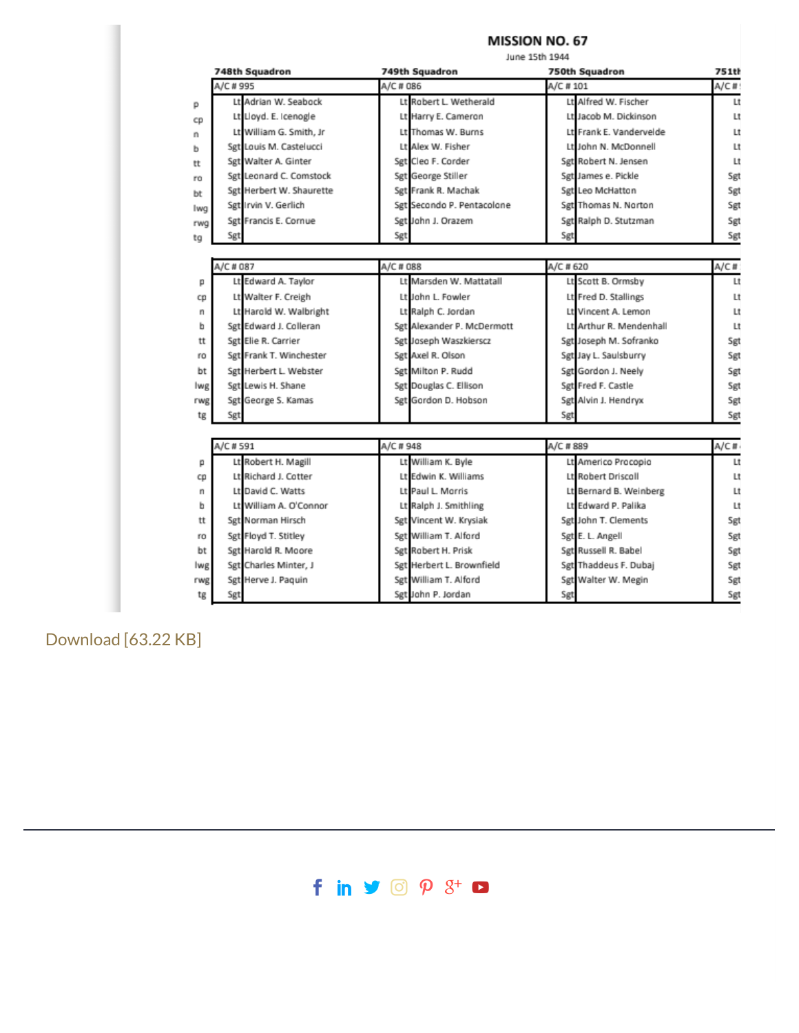# MISSION NO. 67

June 15th 1944

| | 748th Squadron | | 749th Squadron | | 750th Squadron | | 751th |
|---|---|---|---|---|---|---|---|
| | A/C # 995 | | A/C # 086 | | A/C # 101 | | A/C # |
| p | Lt | Adrian W. Seabock | Lt | Robert L. Wetherald | Lt | Alfred W. Fischer | Lt |
| cp | Lt | Lloyd. E. Icenogle | Lt | Harry E. Cameron | Lt | Jacob M. Dickinson | Lt |
| n | Lt | William G. Smith, Jr | Lt | Thomas W. Burns | Lt | Frank E. Vandervelde | Lt |
| b | Sgt | Louis M. Castelucci | Lt | Alex W. Fisher | Lt | John N. McDonnell | Lt |
| tt | Sgt | Walter A. Ginter | Sgt | Cleo F. Corder | Sgt | Robert N. Jensen | Lt |
| ro | Sgt | Leonard C. Comstock | Sgt | George Stiller | Sgt | James e. Pickle | Sgt |
| bt | Sgt | Herbert W. Shaurette | Sgt | Frank R. Machak | Sgt | Leo McHatton | Sgt |
| lwg | Sgt | Irvin V. Gerlich | Sgt | Secondo P. Pentacolone | Sgt | Thomas N. Norton | Sgt |
| rwg | Sgt | Francis E. Cornue | Sgt | John J. Orazem | Sgt | Ralph D. Stutzman | Sgt |
| tg | Sgt | | Sgt | | Sgt | | Sgt |

| | | | | | | | |
|---|---|---|---|---|---|---|---|
| | A/C # 087 | | A/C # 088 | | A/C # 620 | | A/C # |
| p | Lt | Edward A. Taylor | Lt | Marsden W. Mattatall | Lt | Scott B. Ormsby | Lt |
| cp | Lt | Walter F. Creigh | Lt | John L. Fowler | Lt | Fred D. Stallings | Lt |
| n | Lt | Harold W. Walbright | Lt | Ralph C. Jordan | Lt | Vincent A. Lemon | Lt |
| b | Sgt | Edward J. Colleran | Sgt | Alexander P. McDermott | Lt | Arthur R. Mendenhall | Lt |
| tt | Sgt | Elie R. Carrier | Sgt | Joseph Waszkiersc z | Sgt | Joseph M. Sofranko | Sgt |
| ro | Sgt | Frank T. Winchester | Sgt | Axel R. Olson | Sgt | Jay L. Saulsburry | Sgt |
| bt | Sgt | Herbert L. Webster | Sgt | Milton P. Rudd | Sgt | Gordon J. Neely | Sgt |
| lwg | Sgt | Lewis H. Shane | Sgt | Douglas C. Ellison | Sgt | Fred F. Castle | Sgt |
| rwg | Sgt | George S. Kamas | Sgt | Gordon D. Hobson | Sgt | Alvin J. Hendryx | Sgt |
| tg | Sgt | | | | Sgt | | Sgt |

| | | | | | | | |
|---|---|---|---|---|---|---|---|
| | A/C # 591 | | A/C # 948 | | A/C # 889 | | A/C # |
| p | Lt | Robert H. Magill | Lt | William K. Byle | Lt | Americo Procopio | Lt |
| cp | Lt | Richard J. Cotter | Lt | Edwin K. Williams | Lt | Robert Driscoll | Lt |
| n | Lt | David C. Watts | Lt | Paul L. Morris | Lt | Bernard B. Weinberg | Lt |
| b | Lt | William A. O'Connor | Lt | Ralph J. Smithling | Lt | Edward P. Palika | Lt |
| tt | Sgt | Norman Hirsch | Sgt | Vincent W. Krysiak | Sgt | John T. Clements | Sgt |
| ro | Sgt | Floyd T. Stitley | Sgt | William T. Alford | Sgt | E. L. Angell | Sgt |
| bt | Sgt | Harold R. Moore | Sgt | Robert H. Prisk | Sgt | Russell R. Babel | Sgt |
| lwg | Sgt | Charles Minter, J | Sgt | Herbert L. Brownfield | Sgt | Thaddeus F. Dubaj | Sgt |
| rwg | Sgt | Herve J. Paquin | Sgt | William T. Alford | Sgt | Walter W. Megin | Sgt |
| tg | Sgt | | Sgt | John P. Jordan | Sgt | | Sgt |

Download [63.22 KB]